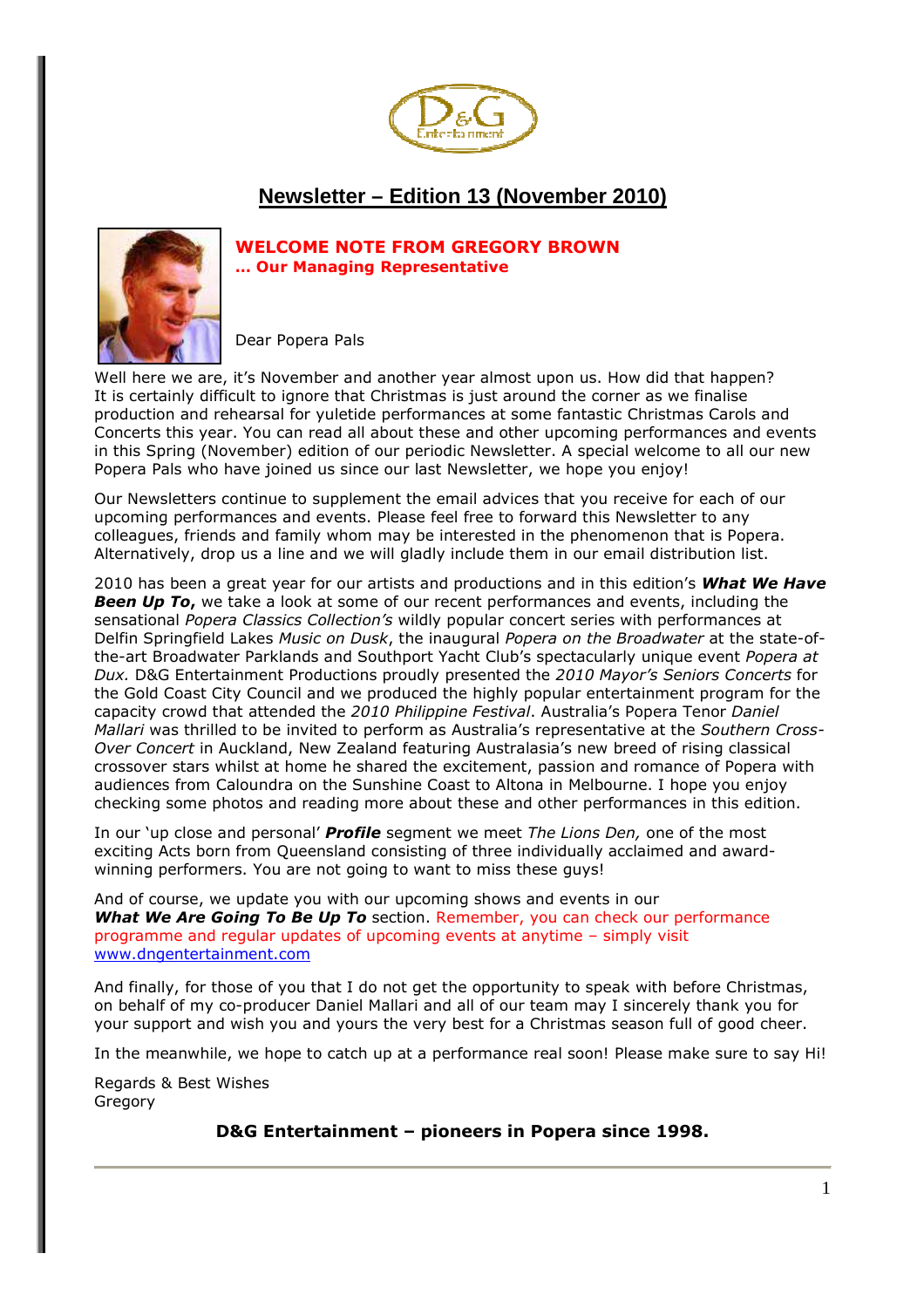# Newsletter – Edition 13 (November 2010)

## WELCOME NOTE FROM GREGORY BROWN
### … Our Managing Representative

Dear Popera Pals

Well here we are, it's November and another year almost upon us. How did that happen? It is certainly difficult to ignore that Christmas is just around the corner as we finalise production and rehearsal for yuletide performances at some fantastic Christmas Carols and Concerts this year. You can read all about these and other upcoming performances and events in this Spring (November) edition of our periodic Newsletter. A special welcome to all our new Popera Pals who have joined us since our last Newsletter, we hope you enjoy!

Our Newsletters continue to supplement the email advices that you receive for each of our upcoming performances and events. Please feel free to forward this Newsletter to any colleagues, friends and family whom may be interested in the phenomenon that is Popera. Alternatively, drop us a line and we will gladly include them in our email distribution list.

2010 has been a great year for our artists and productions and in this edition's ***What We Have Been Up To***, we take a look at some of our recent performances and events, including the sensational *Popera Classics Collection's* wildly popular concert series with performances at Delfin Springfield Lakes *Music on Dusk*, the inaugural *Popera on the Broadwater* at the state-of-the-art Broadwater Parklands and Southport Yacht Club's spectacularly unique event *Popera at Dux.* D&G Entertainment Productions proudly presented the *2010 Mayor's Seniors Concerts* for the Gold Coast City Council and we produced the highly popular entertainment program for the capacity crowd that attended the *2010 Philippine Festival*. Australia's Popera Tenor *Daniel Mallari* was thrilled to be invited to perform as Australia's representative at the *Southern Cross-Over Concert* in Auckland, New Zealand featuring Australasia's new breed of rising classical crossover stars whilst at home he shared the excitement, passion and romance of Popera with audiences from Caloundra on the Sunshine Coast to Altona in Melbourne. I hope you enjoy checking some photos and reading more about these and other performances in this edition.

In our 'up close and personal' ***Profile*** segment we meet *The Lions Den,* one of the most exciting Acts born from Queensland consisting of three individually acclaimed and award-winning performers. You are not going to want to miss these guys!

And of course, we update you with our upcoming shows and events in our ***What We Are Going To Be Up To*** section. Remember, you can check our performance programme and regular updates of upcoming events at anytime – simply visit www.dngentertainment.com

And finally, for those of you that I do not get the opportunity to speak with before Christmas, on behalf of my co-producer Daniel Mallari and all of our team may I sincerely thank you for your support and wish you and yours the very best for a Christmas season full of good cheer.

In the meanwhile, we hope to catch up at a performance real soon! Please make sure to say Hi!

Regards & Best Wishes
Gregory

**D&G Entertainment – pioneers in Popera since 1998.**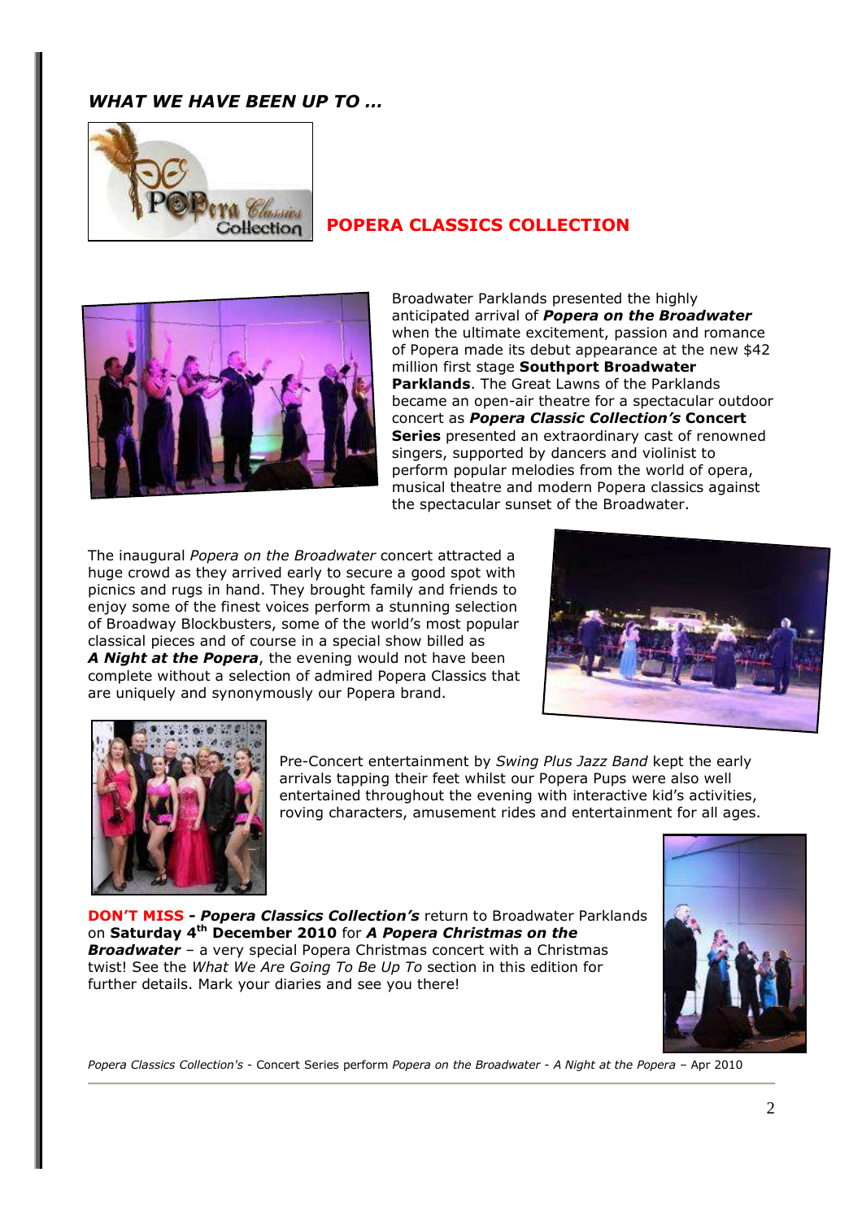### ***WHAT WE HAVE BEEN UP TO …***

## POPERA CLASSICS COLLECTION

Broadwater Parklands presented the highly anticipated arrival of ***Popera on the Broadwater*** when the ultimate excitement, passion and romance of Popera made its debut appearance at the new $42 million first stage **Southport Broadwater Parklands**. The Great Lawns of the Parklands became an open-air theatre for a spectacular outdoor concert as ***Popera Classic Collection's*** **Concert Series** presented an extraordinary cast of renowned singers, supported by dancers and violinist to perform popular melodies from the world of opera, musical theatre and modern Popera classics against the spectacular sunset of the Broadwater.

The inaugural *Popera on the Broadwater* concert attracted a huge crowd as they arrived early to secure a good spot with picnics and rugs in hand. They brought family and friends to enjoy some of the finest voices perform a stunning selection of Broadway Blockbusters, some of the world's most popular classical pieces and of course in a special show billed as ***A Night at the Popera***, the evening would not have been complete without a selection of admired Popera Classics that are uniquely and synonymously our Popera brand.

Pre-Concert entertainment by *Swing Plus Jazz Band* kept the early arrivals tapping their feet whilst our Popera Pups were also well entertained throughout the evening with interactive kid's activities, roving characters, amusement rides and entertainment for all ages.

**DON'T MISS - *Popera Classics Collection's*** return to Broadwater Parklands on **Saturday 4th December 2010** for ***A Popera Christmas on the Broadwater*** – a very special Popera Christmas concert with a Christmas twist! See the *What We Are Going To Be Up To* section in this edition for further details. Mark your diaries and see you there!

*Popera Classics Collection's* - Concert Series perform *Popera on the Broadwater - A Night at the Popera* – Apr 2010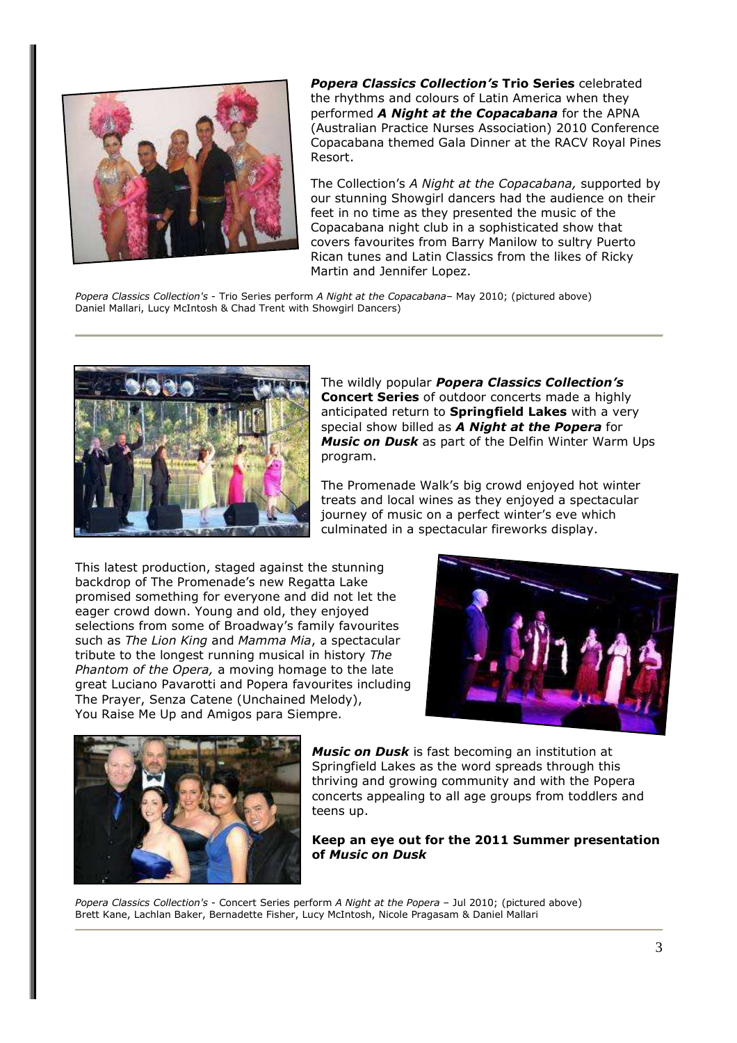***Popera Classics Collection's* Trio Series** celebrated the rhythms and colours of Latin America when they performed ***A Night at the Copacabana*** for the APNA (Australian Practice Nurses Association) 2010 Conference Copacabana themed Gala Dinner at the RACV Royal Pines Resort.

The Collection's *A Night at the Copacabana,* supported by our stunning Showgirl dancers had the audience on their feet in no time as they presented the music of the Copacabana night club in a sophisticated show that covers favourites from Barry Manilow to sultry Puerto Rican tunes and Latin Classics from the likes of Ricky Martin and Jennifer Lopez.

*Popera Classics Collection's* - Trio Series perform *A Night at the Copacabana*– May 2010; (pictured above) Daniel Mallari, Lucy McIntosh & Chad Trent with Showgirl Dancers)

---

The wildly popular ***Popera Classics Collection's* Concert Series** of outdoor concerts made a highly anticipated return to **Springfield Lakes** with a very special show billed as ***A Night at the Popera*** for ***Music on Dusk*** as part of the Delfin Winter Warm Ups program.

The Promenade Walk's big crowd enjoyed hot winter treats and local wines as they enjoyed a spectacular journey of music on a perfect winter's eve which culminated in a spectacular fireworks display.

This latest production, staged against the stunning backdrop of The Promenade's new Regatta Lake promised something for everyone and did not let the eager crowd down. Young and old, they enjoyed selections from some of Broadway's family favourites such as *The Lion King* and *Mamma Mia*, a spectacular tribute to the longest running musical in history *The Phantom of the Opera,* a moving homage to the late great Luciano Pavarotti and Popera favourites including The Prayer, Senza Catene (Unchained Melody), You Raise Me Up and Amigos para Siempre.

***Music on Dusk*** is fast becoming an institution at Springfield Lakes as the word spreads through this thriving and growing community and with the Popera concerts appealing to all age groups from toddlers and teens up.

**Keep an eye out for the 2011 Summer presentation of *Music on Dusk***

*Popera Classics Collection's* - Concert Series perform *A Night at the Popera* – Jul 2010; (pictured above) Brett Kane, Lachlan Baker, Bernadette Fisher, Lucy McIntosh, Nicole Pragasam & Daniel Mallari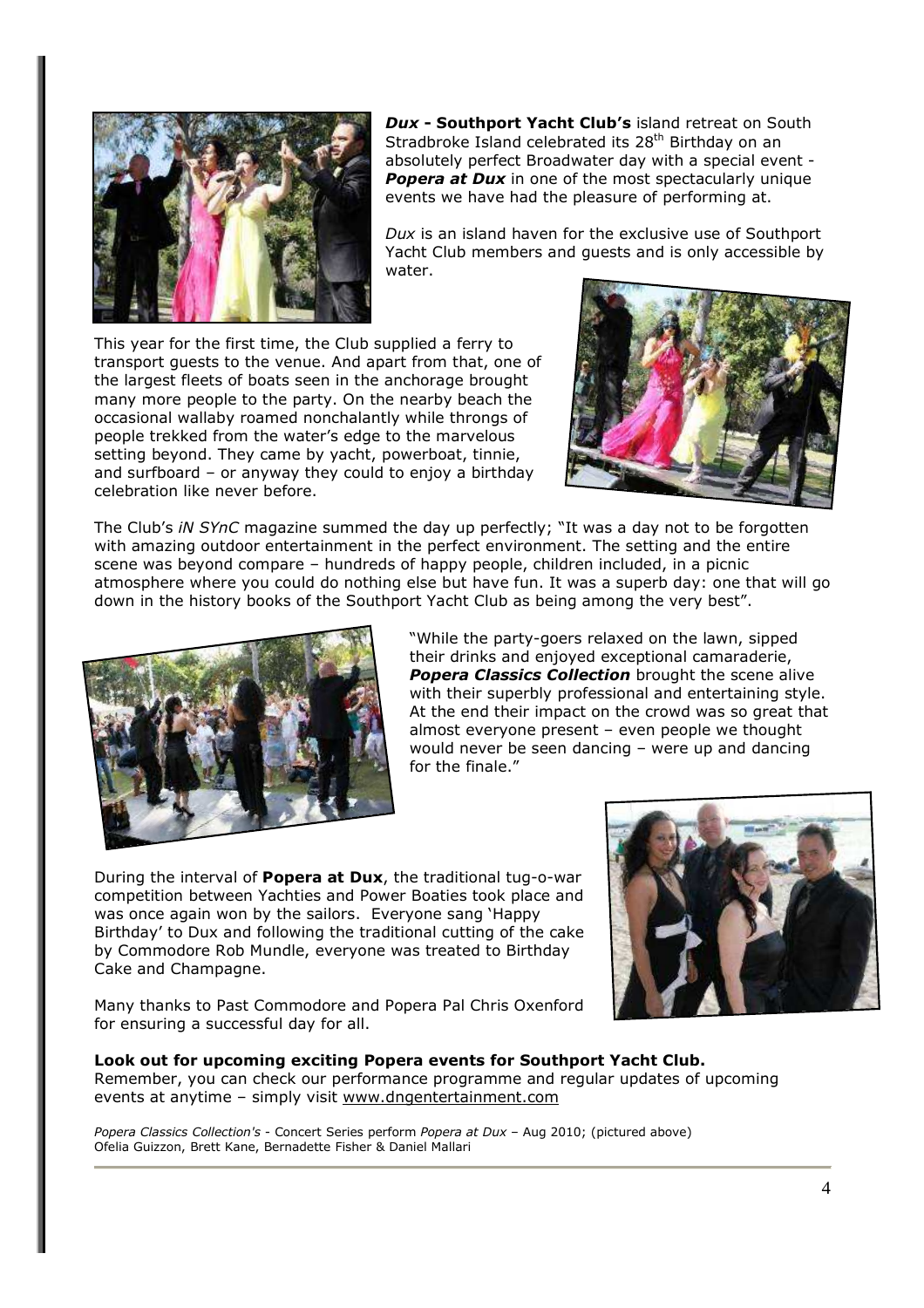***Dux* - Southport Yacht Club's** island retreat on South Stradbroke Island celebrated its 28th Birthday on an absolutely perfect Broadwater day with a special event - ***Popera at Dux*** in one of the most spectacularly unique events we have had the pleasure of performing at.

*Dux* is an island haven for the exclusive use of Southport Yacht Club members and guests and is only accessible by water.

This year for the first time, the Club supplied a ferry to transport guests to the venue. And apart from that, one of the largest fleets of boats seen in the anchorage brought many more people to the party. On the nearby beach the occasional wallaby roamed nonchalantly while throngs of people trekked from the water's edge to the marvelous setting beyond. They came by yacht, powerboat, tinnie, and surfboard – or anyway they could to enjoy a birthday celebration like never before.

The Club's *iN SYnC* magazine summed the day up perfectly; "It was a day not to be forgotten with amazing outdoor entertainment in the perfect environment. The setting and the entire scene was beyond compare – hundreds of happy people, children included, in a picnic atmosphere where you could do nothing else but have fun. It was a superb day: one that will go down in the history books of the Southport Yacht Club as being among the very best".

"While the party-goers relaxed on the lawn, sipped their drinks and enjoyed exceptional camaraderie, ***Popera Classics Collection*** brought the scene alive with their superbly professional and entertaining style. At the end their impact on the crowd was so great that almost everyone present – even people we thought would never be seen dancing – were up and dancing for the finale."

During the interval of **Popera at Dux**, the traditional tug-o-war competition between Yachties and Power Boaties took place and was once again won by the sailors. Everyone sang 'Happy Birthday' to Dux and following the traditional cutting of the cake by Commodore Rob Mundle, everyone was treated to Birthday Cake and Champagne.

Many thanks to Past Commodore and Popera Pal Chris Oxenford for ensuring a successful day for all.

**Look out for upcoming exciting Popera events for Southport Yacht Club.**
Remember, you can check our performance programme and regular updates of upcoming events at anytime – simply visit www.dngentertainment.com

*Popera Classics Collection's* - Concert Series perform *Popera at Dux* – Aug 2010; (pictured above) Ofelia Guizzon, Brett Kane, Bernadette Fisher & Daniel Mallari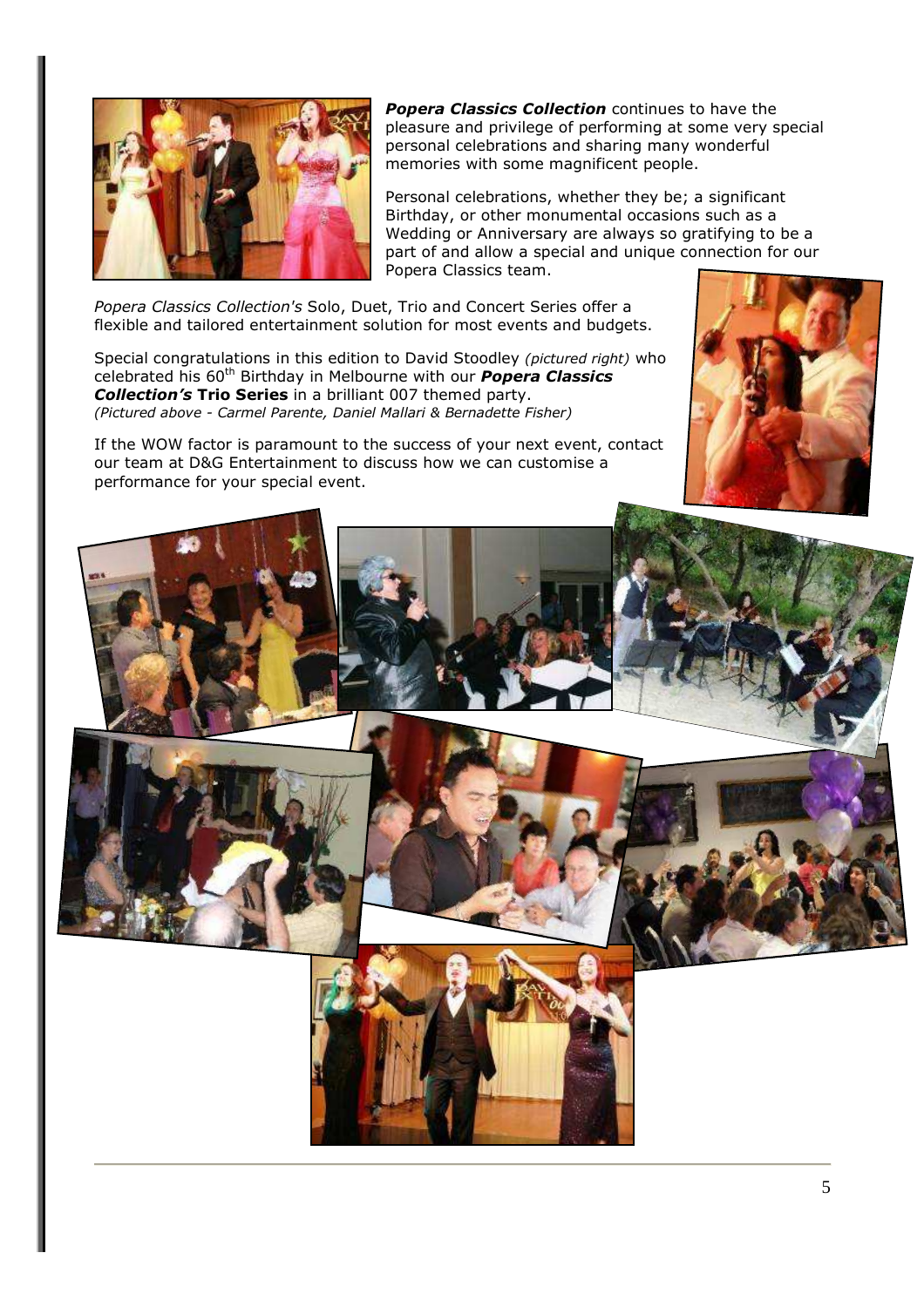***Popera Classics Collection*** continues to have the pleasure and privilege of performing at some very special personal celebrations and sharing many wonderful memories with some magnificent people.

Personal celebrations, whether they be; a significant Birthday, or other monumental occasions such as a Wedding or Anniversary are always so gratifying to be a part of and allow a special and unique connection for our Popera Classics team.

*Popera Classics Collection's* Solo, Duet, Trio and Concert Series offer a flexible and tailored entertainment solution for most events and budgets.

Special congratulations in this edition to David Stoodley *(pictured right)* who celebrated his 60th Birthday in Melbourne with our ***Popera Classics Collection's*** **Trio Series** in a brilliant 007 themed party.
*(Pictured above - Carmel Parente, Daniel Mallari & Bernadette Fisher)*

If the WOW factor is paramount to the success of your next event, contact our team at D&G Entertainment to discuss how we can customise a performance for your special event.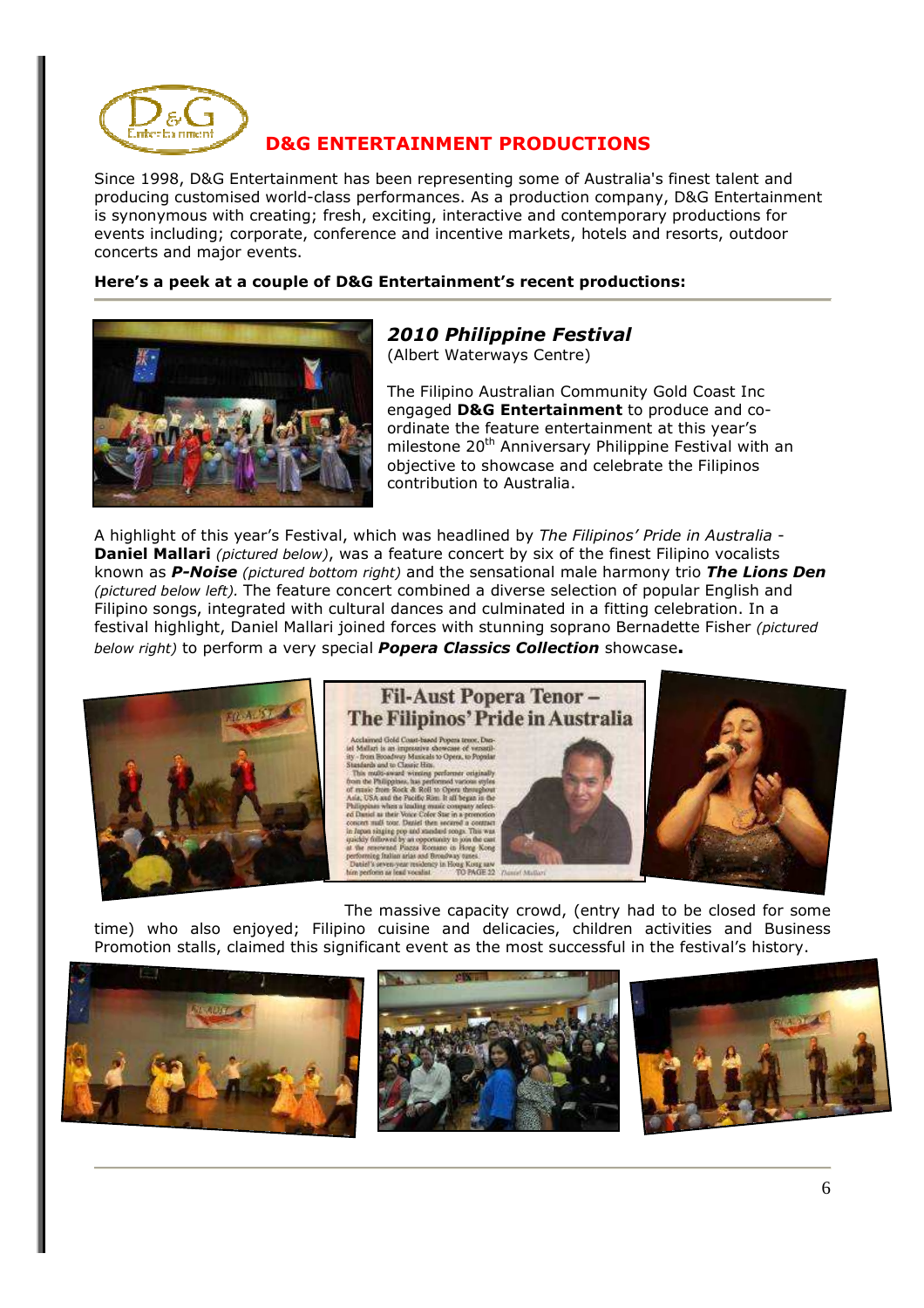## D&G ENTERTAINMENT PRODUCTIONS

Since 1998, D&G Entertainment has been representing some of Australia's finest talent and producing customised world-class performances. As a production company, D&G Entertainment is synonymous with creating; fresh, exciting, interactive and contemporary productions for events including; corporate, conference and incentive markets, hotels and resorts, outdoor concerts and major events.

**Here's a peek at a couple of D&G Entertainment's recent productions:**

---

### *2010 Philippine Festival*

(Albert Waterways Centre)

The Filipino Australian Community Gold Coast Inc engaged **D&G Entertainment** to produce and co-ordinate the feature entertainment at this year's milestone 20th Anniversary Philippine Festival with an objective to showcase and celebrate the Filipinos contribution to Australia.

A highlight of this year's Festival, which was headlined by *The Filipinos' Pride in Australia* - **Daniel Mallari** *(pictured below)*, was a feature concert by six of the finest Filipino vocalists known as ***P-Noise*** *(pictured bottom right)* and the sensational male harmony trio ***The Lions Den*** *(pictured below left).* The feature concert combined a diverse selection of popular English and Filipino songs, integrated with cultural dances and culminated in a fitting celebration. In a festival highlight, Daniel Mallari joined forces with stunning soprano Bernadette Fisher *(pictured below right)* to perform a very special ***Popera Classics Collection*** showcase**.**

The massive capacity crowd, (entry had to be closed for some time) who also enjoyed; Filipino cuisine and delicacies, children activities and Business Promotion stalls, claimed this significant event as the most successful in the festival's history.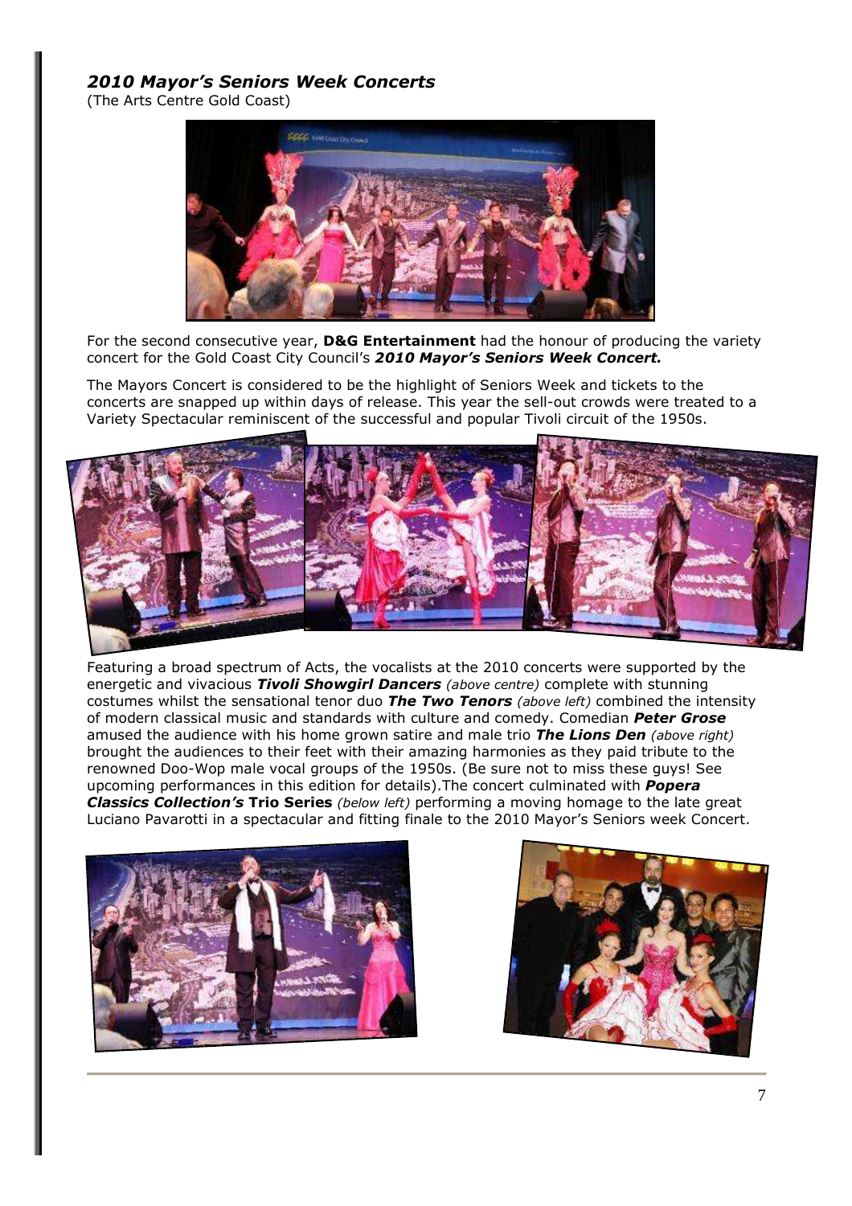## *2010 Mayor's Seniors Week Concerts*

(The Arts Centre Gold Coast)

For the second consecutive year, **D&G Entertainment** had the honour of producing the variety concert for the Gold Coast City Council's ***2010 Mayor's Seniors Week Concert.***

The Mayors Concert is considered to be the highlight of Seniors Week and tickets to the concerts are snapped up within days of release. This year the sell-out crowds were treated to a Variety Spectacular reminiscent of the successful and popular Tivoli circuit of the 1950s.

Featuring a broad spectrum of Acts, the vocalists at the 2010 concerts were supported by the energetic and vivacious ***Tivoli Showgirl Dancers*** *(above centre)* complete with stunning costumes whilst the sensational tenor duo ***The Two Tenors*** *(above left)* combined the intensity of modern classical music and standards with culture and comedy. Comedian ***Peter Grose*** amused the audience with his home grown satire and male trio ***The Lions Den*** *(above right)* brought the audiences to their feet with their amazing harmonies as they paid tribute to the renowned Doo-Wop male vocal groups of the 1950s. (Be sure not to miss these guys! See upcoming performances in this edition for details).The concert culminated with ***Popera Classics Collection's*** **Trio Series** *(below left)* performing a moving homage to the late great Luciano Pavarotti in a spectacular and fitting finale to the 2010 Mayor's Seniors week Concert.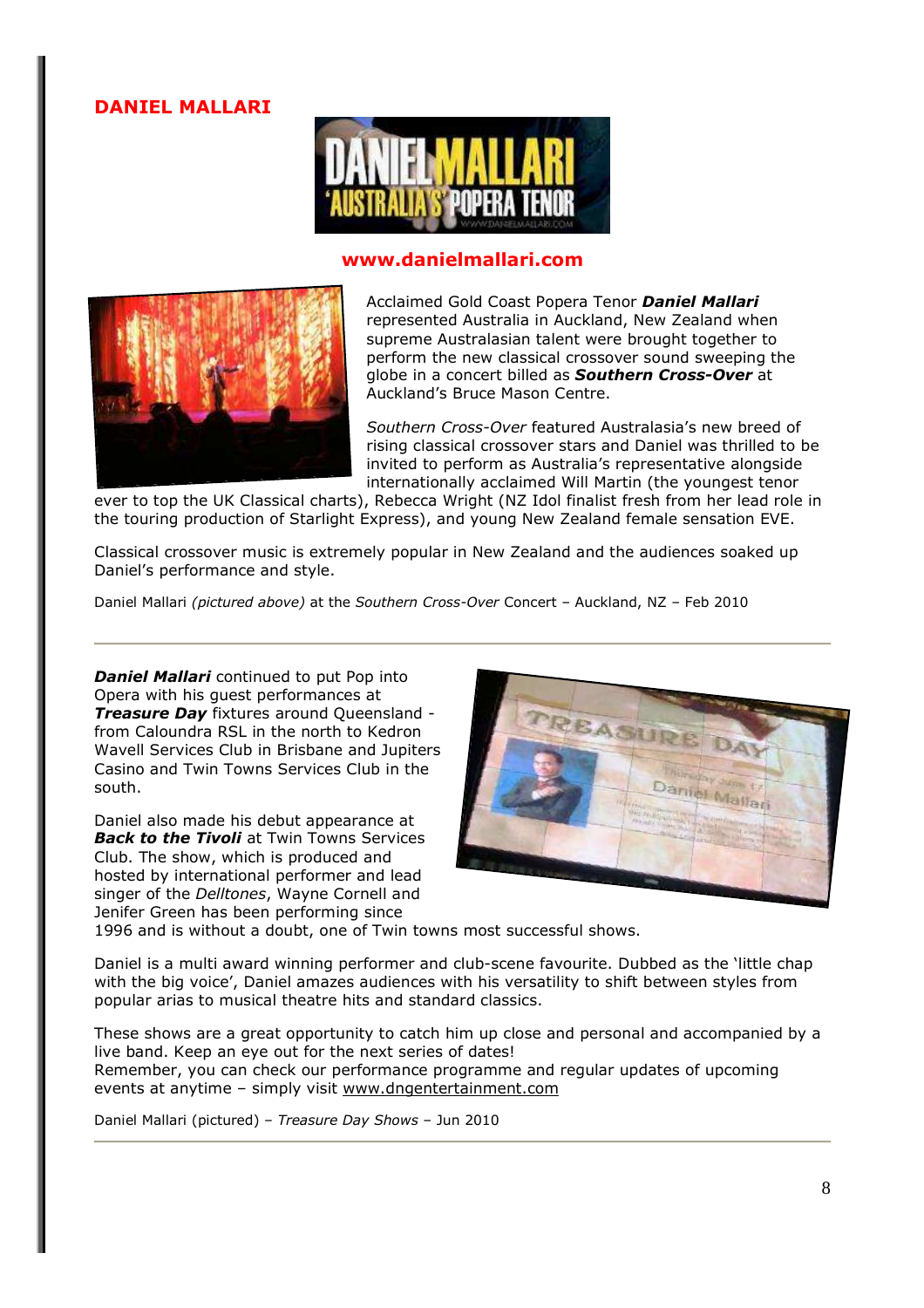## DANIEL MALLARI

**www.danielmallari.com**

Acclaimed Gold Coast Popera Tenor ***Daniel Mallari*** represented Australia in Auckland, New Zealand when supreme Australasian talent were brought together to perform the new classical crossover sound sweeping the globe in a concert billed as ***Southern Cross-Over*** at Auckland's Bruce Mason Centre.

*Southern Cross-Over* featured Australasia's new breed of rising classical crossover stars and Daniel was thrilled to be invited to perform as Australia's representative alongside internationally acclaimed Will Martin (the youngest tenor ever to top the UK Classical charts), Rebecca Wright (NZ Idol finalist fresh from her lead role in the touring production of Starlight Express), and young New Zealand female sensation EVE.

Classical crossover music is extremely popular in New Zealand and the audiences soaked up Daniel's performance and style.

Daniel Mallari *(pictured above)* at the *Southern Cross-Over* Concert – Auckland, NZ – Feb 2010

---

***Daniel Mallari*** continued to put Pop into Opera with his guest performances at ***Treasure Day*** fixtures around Queensland - from Caloundra RSL in the north to Kedron Wavell Services Club in Brisbane and Jupiters Casino and Twin Towns Services Club in the south.

Daniel also made his debut appearance at ***Back to the Tivoli*** at Twin Towns Services Club. The show, which is produced and hosted by international performer and lead singer of the *Delltones*, Wayne Cornell and Jenifer Green has been performing since 1996 and is without a doubt, one of Twin towns most successful shows.

Daniel is a multi award winning performer and club-scene favourite. Dubbed as the 'little chap with the big voice', Daniel amazes audiences with his versatility to shift between styles from popular arias to musical theatre hits and standard classics.

These shows are a great opportunity to catch him up close and personal and accompanied by a live band. Keep an eye out for the next series of dates!
Remember, you can check our performance programme and regular updates of upcoming events at anytime – simply visit www.dngentertainment.com

Daniel Mallari (pictured) – *Treasure Day Shows* – Jun 2010

---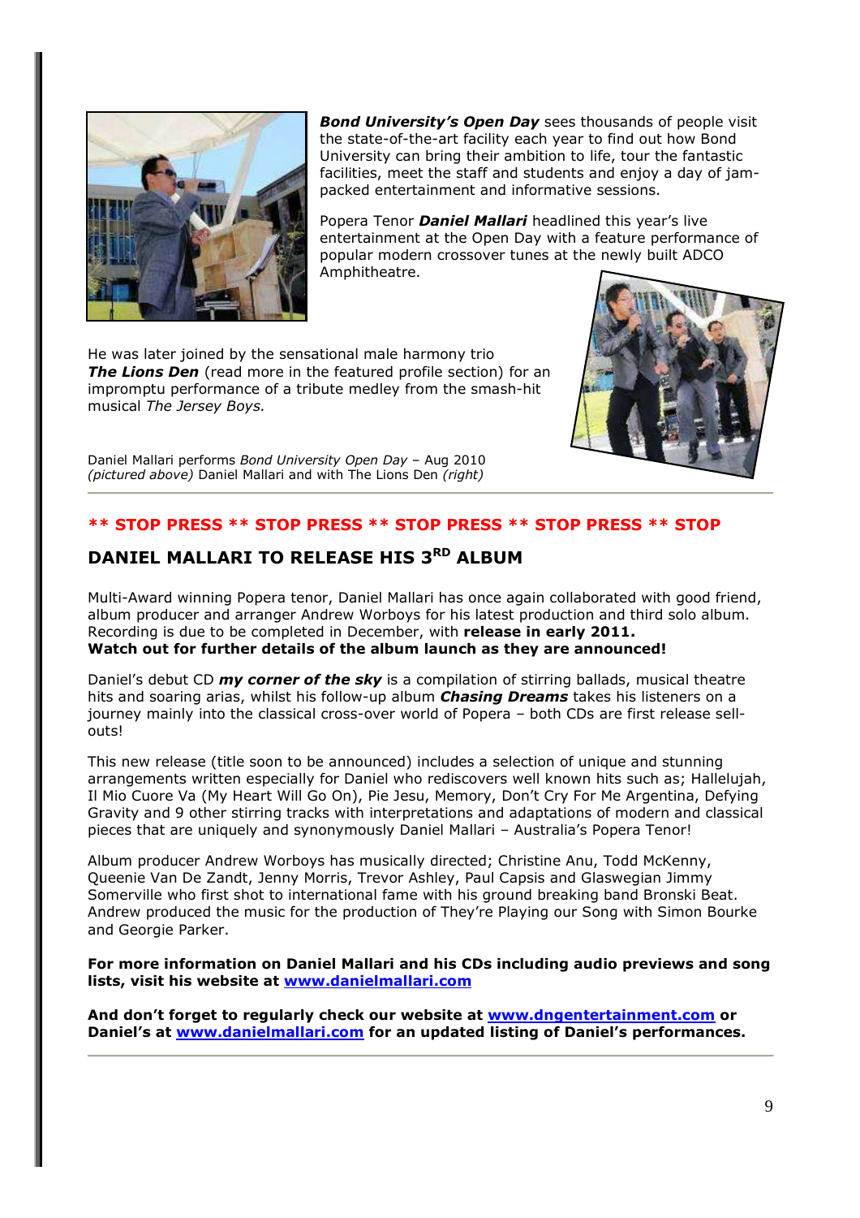***Bond University's Open Day*** sees thousands of people visit the state-of-the-art facility each year to find out how Bond University can bring their ambition to life, tour the fantastic facilities, meet the staff and students and enjoy a day of jam-packed entertainment and informative sessions.

Popera Tenor ***Daniel Mallari*** headlined this year's live entertainment at the Open Day with a feature performance of popular modern crossover tunes at the newly built ADCO Amphitheatre.

He was later joined by the sensational male harmony trio ***The Lions Den*** (read more in the featured profile section) for an impromptu performance of a tribute medley from the smash-hit musical *The Jersey Boys.*

Daniel Mallari performs *Bond University Open Day* – Aug 2010
*(pictured above)* Daniel Mallari and with The Lions Den *(right)*

**\*\* STOP PRESS \*\* STOP PRESS \*\* STOP PRESS \*\* STOP PRESS \*\* STOP**

## DANIEL MALLARI TO RELEASE HIS 3RD ALBUM

Multi-Award winning Popera tenor, Daniel Mallari has once again collaborated with good friend, album producer and arranger Andrew Worboys for his latest production and third solo album. Recording is due to be completed in December, with **release in early 2011.**
**Watch out for further details of the album launch as they are announced!**

Daniel's debut CD ***my corner of the sky*** is a compilation of stirring ballads, musical theatre hits and soaring arias, whilst his follow-up album ***Chasing Dreams*** takes his listeners on a journey mainly into the classical cross-over world of Popera – both CDs are first release sell-outs!

This new release (title soon to be announced) includes a selection of unique and stunning arrangements written especially for Daniel who rediscovers well known hits such as; Hallelujah, Il Mio Cuore Va (My Heart Will Go On), Pie Jesu, Memory, Don't Cry For Me Argentina, Defying Gravity and 9 other stirring tracks with interpretations and adaptations of modern and classical pieces that are uniquely and synonymously Daniel Mallari – Australia's Popera Tenor!

Album producer Andrew Worboys has musically directed; Christine Anu, Todd McKenny, Queenie Van De Zandt, Jenny Morris, Trevor Ashley, Paul Capsis and Glaswegian Jimmy Somerville who first shot to international fame with his ground breaking band Bronski Beat. Andrew produced the music for the production of They're Playing our Song with Simon Bourke and Georgie Parker.

**For more information on Daniel Mallari and his CDs including audio previews and song lists, visit his website at www.danielmallari.com**

**And don't forget to regularly check our website at www.dngentertainment.com or Daniel's at www.danielmallari.com for an updated listing of Daniel's performances.**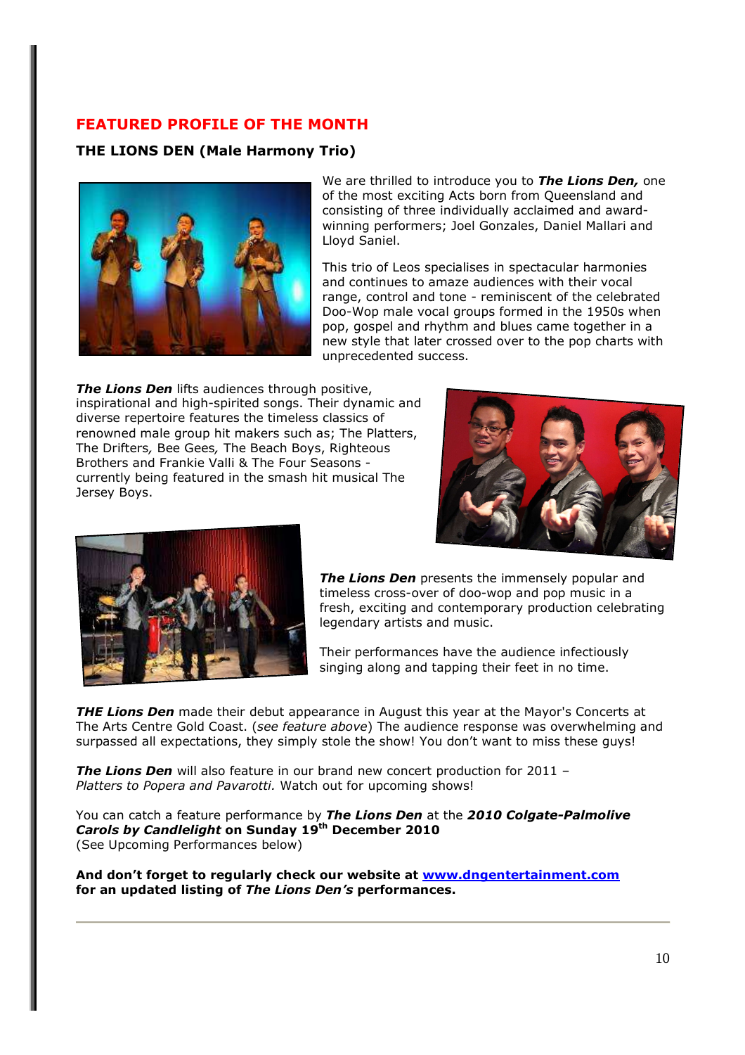## FEATURED PROFILE OF THE MONTH

### THE LIONS DEN (Male Harmony Trio)

We are thrilled to introduce you to ***The Lions Den,*** one of the most exciting Acts born from Queensland and consisting of three individually acclaimed and award-winning performers; Joel Gonzales, Daniel Mallari and Lloyd Saniel.

This trio of Leos specialises in spectacular harmonies and continues to amaze audiences with their vocal range, control and tone - reminiscent of the celebrated Doo-Wop male vocal groups formed in the 1950s when pop, gospel and rhythm and blues came together in a new style that later crossed over to the pop charts with unprecedented success.

***The Lions Den*** lifts audiences through positive, inspirational and high-spirited songs. Their dynamic and diverse repertoire features the timeless classics of renowned male group hit makers such as; The Platters, The Drifters*,* Bee Gees*,* The Beach Boys, Righteous Brothers and Frankie Valli & The Four Seasons - currently being featured in the smash hit musical The Jersey Boys.

***The Lions Den*** presents the immensely popular and timeless cross-over of doo-wop and pop music in a fresh, exciting and contemporary production celebrating legendary artists and music.

Their performances have the audience infectiously singing along and tapping their feet in no time.

***THE Lions Den*** made their debut appearance in August this year at the Mayor's Concerts at The Arts Centre Gold Coast. (*see feature above*) The audience response was overwhelming and surpassed all expectations, they simply stole the show! You don't want to miss these guys!

***The Lions Den*** will also feature in our brand new concert production for 2011 – *Platters to Popera and Pavarotti.* Watch out for upcoming shows!

You can catch a feature performance by ***The Lions Den*** at the ***2010 Colgate-Palmolive Carols by Candlelight*** **on Sunday 19th December 2010**
(See Upcoming Performances below)

**And don't forget to regularly check our website at [www.dngentertainment.com](http://www.dngentertainment.com) for an updated listing of *The Lions Den's* performances.**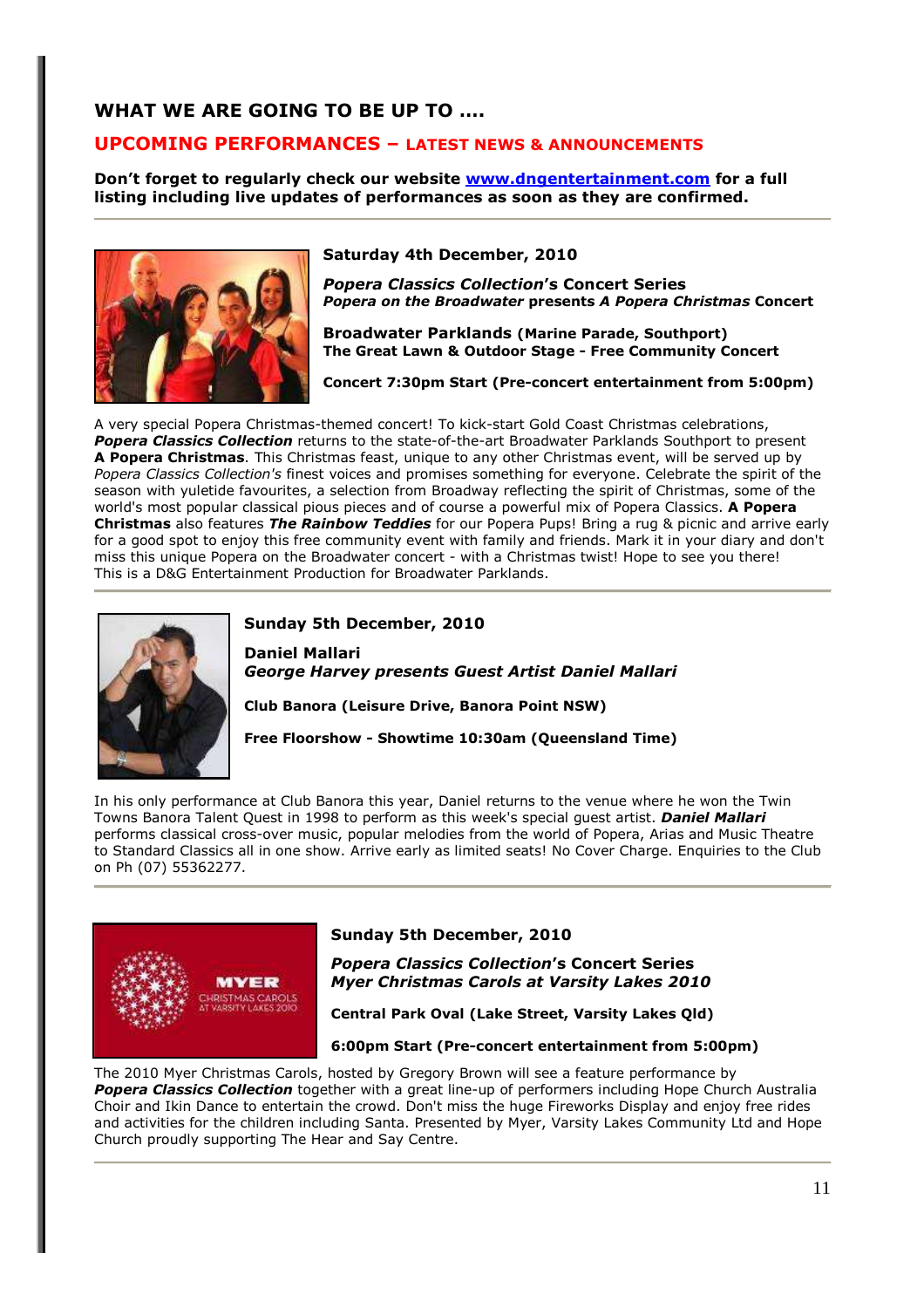## WHAT WE ARE GOING TO BE UP TO ....

### UPCOMING PERFORMANCES – LATEST NEWS & ANNOUNCEMENTS

**Don't forget to regularly check our website [www.dngentertainment.com](www.dngentertainment.com) for a full listing including live updates of performances as soon as they are confirmed.**

---

**Saturday 4th December, 2010**

***Popera Classics Collection*'s Concert Series**
***Popera on the Broadwater* presents *A Popera Christmas* Concert**

**Broadwater Parklands (Marine Parade, Southport)**
**The Great Lawn & Outdoor Stage - Free Community Concert**

**Concert 7:30pm Start (Pre-concert entertainment from 5:00pm)**

A very special Popera Christmas-themed concert! To kick-start Gold Coast Christmas celebrations, ***Popera Classics Collection*** returns to the state-of-the-art Broadwater Parklands Southport to present **A Popera Christmas**. This Christmas feast, unique to any other Christmas event, will be served up by *Popera Classics Collection's* finest voices and promises something for everyone. Celebrate the spirit of the season with yuletide favourites, a selection from Broadway reflecting the spirit of Christmas, some of the world's most popular classical pious pieces and of course a powerful mix of Popera Classics. **A Popera Christmas** also features ***The Rainbow Teddies*** for our Popera Pups! Bring a rug & picnic and arrive early for a good spot to enjoy this free community event with family and friends. Mark it in your diary and don't miss this unique Popera on the Broadwater concert - with a Christmas twist! Hope to see you there! This is a D&G Entertainment Production for Broadwater Parklands.

---

**Sunday 5th December, 2010**

**Daniel Mallari**
***George Harvey presents Guest Artist Daniel Mallari***

**Club Banora (Leisure Drive, Banora Point NSW)**

**Free Floorshow - Showtime 10:30am (Queensland Time)**

In his only performance at Club Banora this year, Daniel returns to the venue where he won the Twin Towns Banora Talent Quest in 1998 to perform as this week's special guest artist. ***Daniel Mallari*** performs classical cross-over music, popular melodies from the world of Popera, Arias and Music Theatre to Standard Classics all in one show. Arrive early as limited seats! No Cover Charge. Enquiries to the Club on Ph (07) 55362277.

---

MYER CHRISTMAS CAROLS AT VARSITY LAKES 2010

**Sunday 5th December, 2010**

***Popera Classics Collection*'s Concert Series**
***Myer Christmas Carols at Varsity Lakes 2010***

**Central Park Oval (Lake Street, Varsity Lakes Qld)**

**6:00pm Start (Pre-concert entertainment from 5:00pm)**

The 2010 Myer Christmas Carols, hosted by Gregory Brown will see a feature performance by ***Popera Classics Collection*** together with a great line-up of performers including Hope Church Australia Choir and Ikin Dance to entertain the crowd. Don't miss the huge Fireworks Display and enjoy free rides and activities for the children including Santa. Presented by Myer, Varsity Lakes Community Ltd and Hope Church proudly supporting The Hear and Say Centre.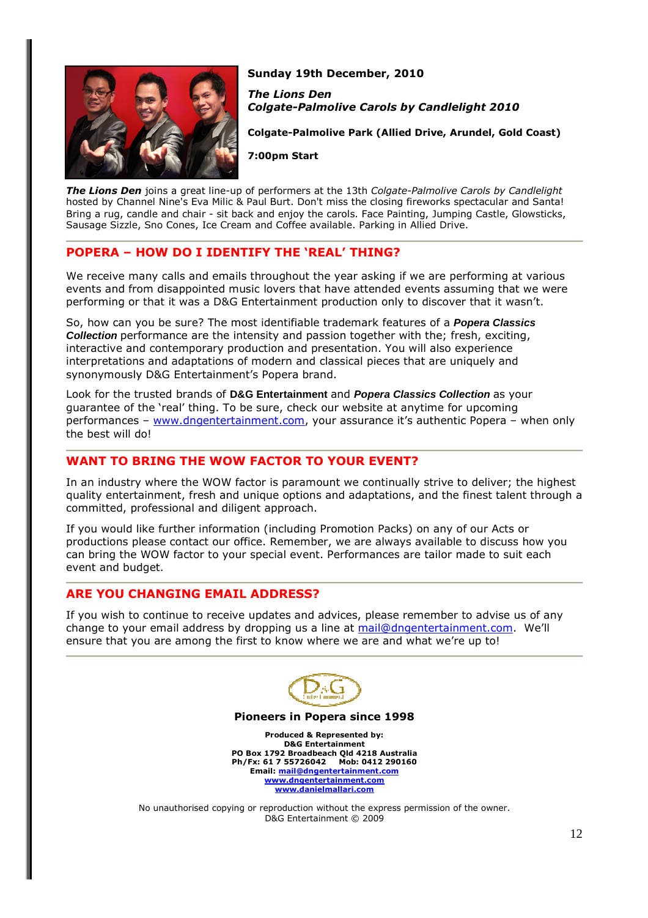**Sunday 19th December, 2010**

***The Lions Den***
***Colgate-Palmolive Carols by Candlelight 2010***

**Colgate-Palmolive Park (Allied Drive, Arundel, Gold Coast)**

**7:00pm Start**

***The Lions Den*** joins a great line-up of performers at the 13th *Colgate-Palmolive Carols by Candlelight* hosted by Channel Nine's Eva Milic & Paul Burt. Don't miss the closing fireworks spectacular and Santa! Bring a rug, candle and chair - sit back and enjoy the carols. Face Painting, Jumping Castle, Glowsticks, Sausage Sizzle, Sno Cones, Ice Cream and Coffee available. Parking in Allied Drive.

---

## POPERA – HOW DO I IDENTIFY THE 'REAL' THING?

We receive many calls and emails throughout the year asking if we are performing at various events and from disappointed music lovers that have attended events assuming that we were performing or that it was a D&G Entertainment production only to discover that it wasn't.

So, how can you be sure? The most identifiable trademark features of a ***Popera Classics Collection*** performance are the intensity and passion together with the; fresh, exciting, interactive and contemporary production and presentation. You will also experience interpretations and adaptations of modern and classical pieces that are uniquely and synonymously D&G Entertainment's Popera brand.

Look for the trusted brands of **D&G Entertainment** and ***Popera Classics Collection*** as your guarantee of the 'real' thing. To be sure, check our website at anytime for upcoming performances – www.dngentertainment.com, your assurance it's authentic Popera – when only the best will do!

---

## WANT TO BRING THE WOW FACTOR TO YOUR EVENT?

In an industry where the WOW factor is paramount we continually strive to deliver; the highest quality entertainment, fresh and unique options and adaptations, and the finest talent through a committed, professional and diligent approach.

If you would like further information (including Promotion Packs) on any of our Acts or productions please contact our office. Remember, we are always available to discuss how you can bring the WOW factor to your special event. Performances are tailor made to suit each event and budget.

---

## ARE YOU CHANGING EMAIL ADDRESS?

If you wish to continue to receive updates and advices, please remember to advise us of any change to your email address by dropping us a line at mail@dngentertainment.com. We'll ensure that you are among the first to know where we are and what we're up to!

---

**Pioneers in Popera since 1998**

**Produced & Represented by:**
**D&G Entertainment**
**PO Box 1792 Broadbeach Qld 4218 Australia**
**Ph/Fx: 61 7 55726042 Mob: 0412 290160**
**Email: mail@dngentertainment.com**
**www.dngentertainment.com**
**www.danielmallari.com**

No unauthorised copying or reproduction without the express permission of the owner.
D&G Entertainment © 2009